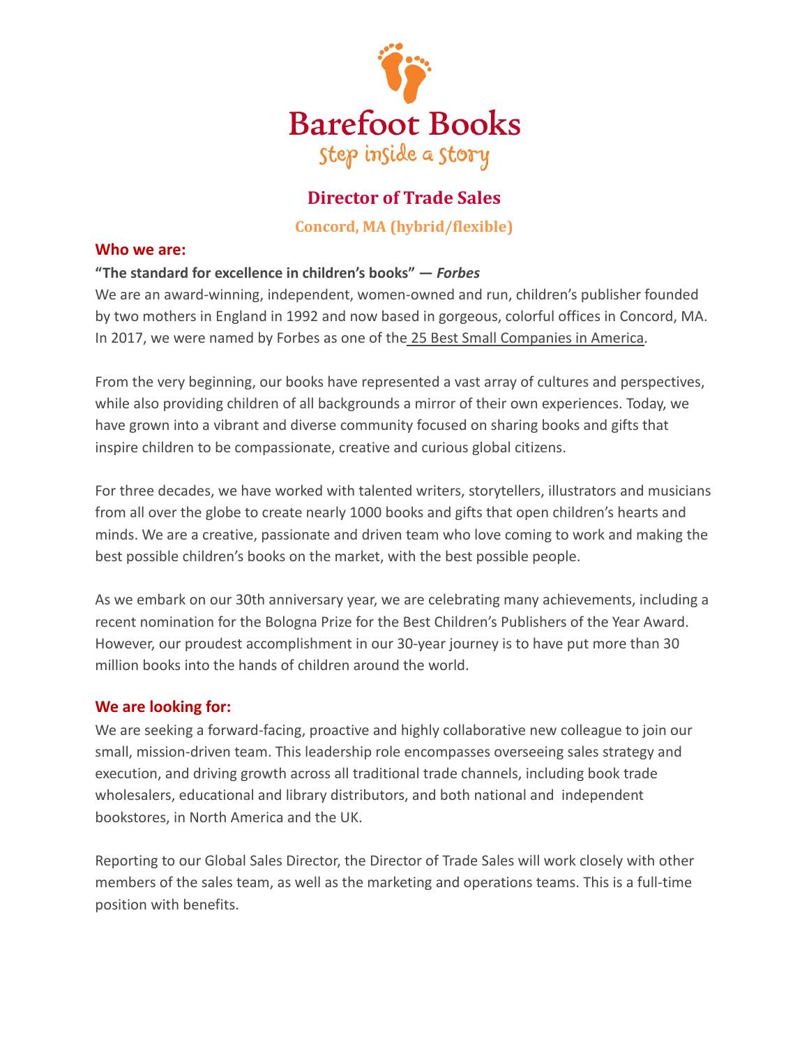Barefoot Books

step inside a story

# Director of Trade Sales

**Concord, MA (hybrid/flexible)**

## Who we are:

**"The standard for excellence in children's books" — *Forbes***

We are an award-winning, independent, women-owned and run, children's publisher founded by two mothers in England in 1992 and now based in gorgeous, colorful offices in Concord, MA. In 2017, we were named by Forbes as one of the 25 Best Small Companies in America.

From the very beginning, our books have represented a vast array of cultures and perspectives, while also providing children of all backgrounds a mirror of their own experiences. Today, we have grown into a vibrant and diverse community focused on sharing books and gifts that inspire children to be compassionate, creative and curious global citizens.

For three decades, we have worked with talented writers, storytellers, illustrators and musicians from all over the globe to create nearly 1000 books and gifts that open children's hearts and minds. We are a creative, passionate and driven team who love coming to work and making the best possible children's books on the market, with the best possible people.

As we embark on our 30th anniversary year, we are celebrating many achievements, including a recent nomination for the Bologna Prize for the Best Children's Publishers of the Year Award. However, our proudest accomplishment in our 30-year journey is to have put more than 30 million books into the hands of children around the world.

## We are looking for:

We are seeking a forward-facing, proactive and highly collaborative new colleague to join our small, mission-driven team. This leadership role encompasses overseeing sales strategy and execution, and driving growth across all traditional trade channels, including book trade wholesalers, educational and library distributors, and both national and independent bookstores, in North America and the UK.

Reporting to our Global Sales Director, the Director of Trade Sales will work closely with other members of the sales team, as well as the marketing and operations teams. This is a full-time position with benefits.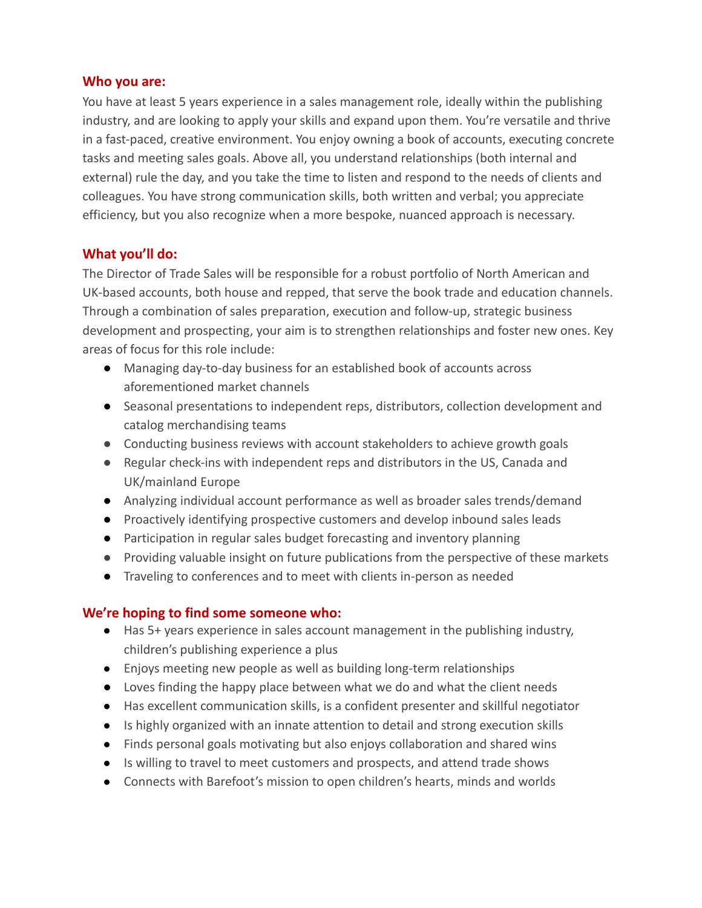## Who you are:

You have at least 5 years experience in a sales management role, ideally within the publishing industry, and are looking to apply your skills and expand upon them. You're versatile and thrive in a fast-paced, creative environment. You enjoy owning a book of accounts, executing concrete tasks and meeting sales goals. Above all, you understand relationships (both internal and external) rule the day, and you take the time to listen and respond to the needs of clients and colleagues. You have strong communication skills, both written and verbal; you appreciate efficiency, but you also recognize when a more bespoke, nuanced approach is necessary.

## What you'll do:

The Director of Trade Sales will be responsible for a robust portfolio of North American and UK-based accounts, both house and repped, that serve the book trade and education channels. Through a combination of sales preparation, execution and follow-up, strategic business development and prospecting, your aim is to strengthen relationships and foster new ones. Key areas of focus for this role include:

- Managing day-to-day business for an established book of accounts across aforementioned market channels
- Seasonal presentations to independent reps, distributors, collection development and catalog merchandising teams
- Conducting business reviews with account stakeholders to achieve growth goals
- Regular check-ins with independent reps and distributors in the US, Canada and UK/mainland Europe
- Analyzing individual account performance as well as broader sales trends/demand
- Proactively identifying prospective customers and develop inbound sales leads
- Participation in regular sales budget forecasting and inventory planning
- Providing valuable insight on future publications from the perspective of these markets
- Traveling to conferences and to meet with clients in-person as needed

## We're hoping to find some someone who:

- Has 5+ years experience in sales account management in the publishing industry, children's publishing experience a plus
- Enjoys meeting new people as well as building long-term relationships
- Loves finding the happy place between what we do and what the client needs
- Has excellent communication skills, is a confident presenter and skillful negotiator
- Is highly organized with an innate attention to detail and strong execution skills
- Finds personal goals motivating but also enjoys collaboration and shared wins
- Is willing to travel to meet customers and prospects, and attend trade shows
- Connects with Barefoot's mission to open children's hearts, minds and worlds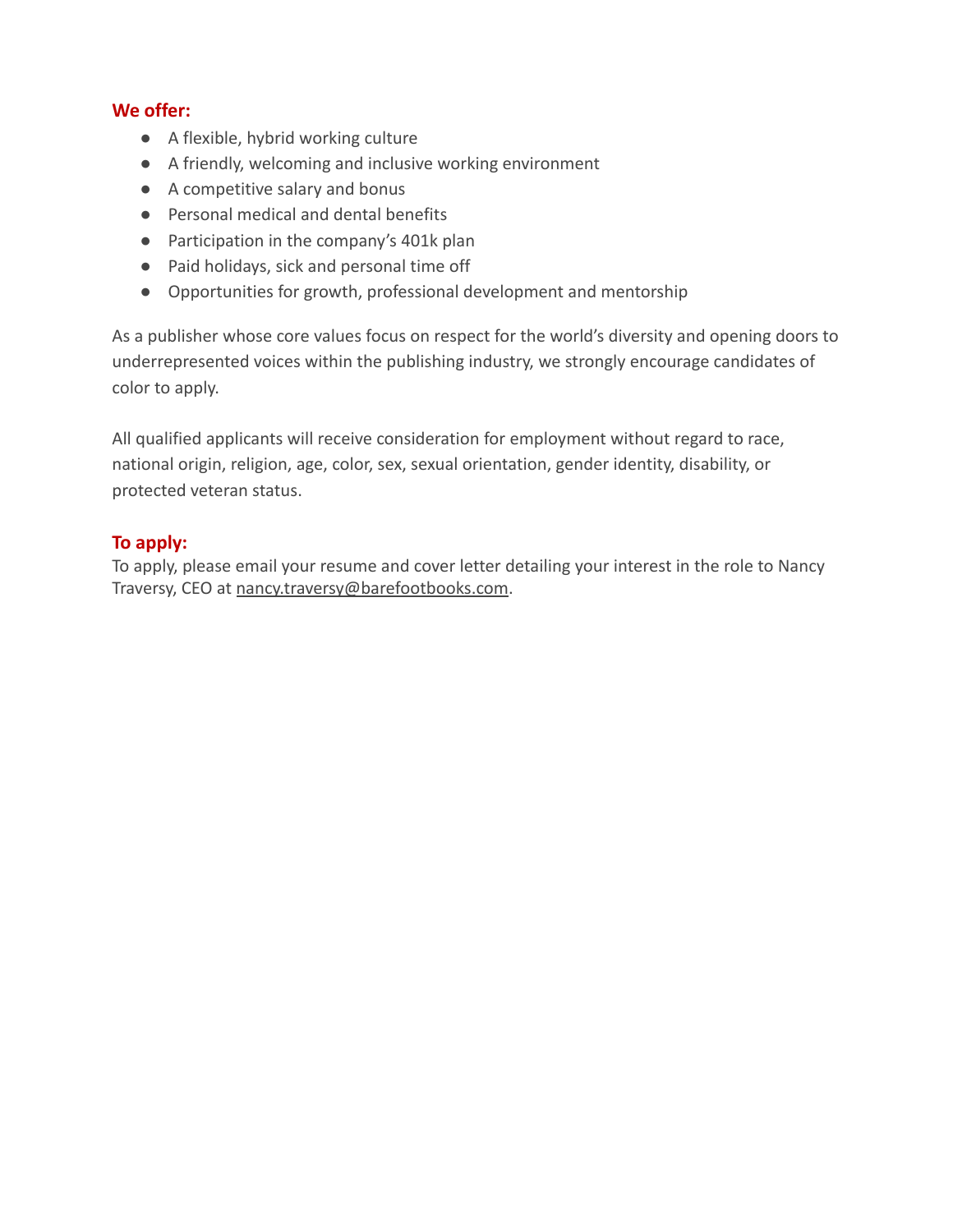## We offer:

- A flexible, hybrid working culture
- A friendly, welcoming and inclusive working environment
- A competitive salary and bonus
- Personal medical and dental benefits
- Participation in the company's 401k plan
- Paid holidays, sick and personal time off
- Opportunities for growth, professional development and mentorship

As a publisher whose core values focus on respect for the world's diversity and opening doors to underrepresented voices within the publishing industry, we strongly encourage candidates of color to apply.

All qualified applicants will receive consideration for employment without regard to race, national origin, religion, age, color, sex, sexual orientation, gender identity, disability, or protected veteran status.

## To apply:

To apply, please email your resume and cover letter detailing your interest in the role to Nancy Traversy, CEO at nancy.traversy@barefootbooks.com.